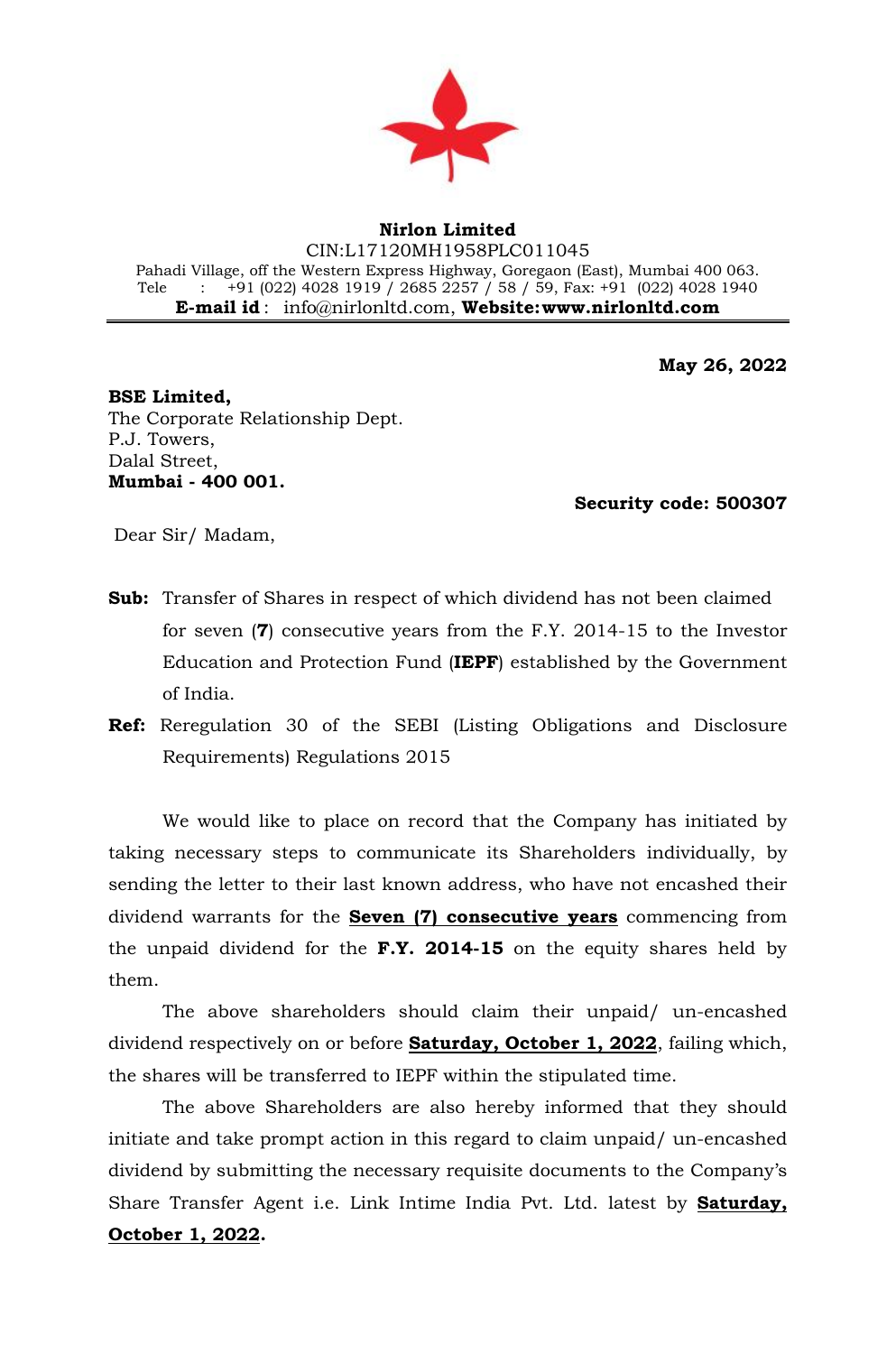**Nirlon Limited**
CIN:L17120MH1958PLC011045
Pahadi Village, off the Western Express Highway, Goregaon (East), Mumbai 400 063.
Tele : +91 (022) 4028 1919 / 2685 2257 / 58 / 59, Fax: +91 (022) 4028 1940
**E-mail id** : info@nirlonltd.com, **Website: www.nirlonltd.com**

**May 26, 2022**

**BSE Limited,**
The Corporate Relationship Dept.
P.J. Towers,
Dalal Street,
**Mumbai - 400 001.**

**Security code: 500307**

Dear Sir/ Madam,

**Sub:** Transfer of Shares in respect of which dividend has not been claimed for seven (**7**) consecutive years from the F.Y. 2014-15 to the Investor Education and Protection Fund (**IEPF**) established by the Government of India.

**Ref:** Reregulation 30 of the SEBI (Listing Obligations and Disclosure Requirements) Regulations 2015

We would like to place on record that the Company has initiated by taking necessary steps to communicate its Shareholders individually, by sending the letter to their last known address, who have not encashed their dividend warrants for the **Seven (7) consecutive years** commencing from the unpaid dividend for the **F.Y. 2014-15** on the equity shares held by them.

The above shareholders should claim their unpaid/ un-encashed dividend respectively on or before **Saturday, October 1, 2022**, failing which, the shares will be transferred to IEPF within the stipulated time.

The above Shareholders are also hereby informed that they should initiate and take prompt action in this regard to claim unpaid/ un-encashed dividend by submitting the necessary requisite documents to the Company's Share Transfer Agent i.e. Link Intime India Pvt. Ltd. latest by **Saturday, October 1, 2022**.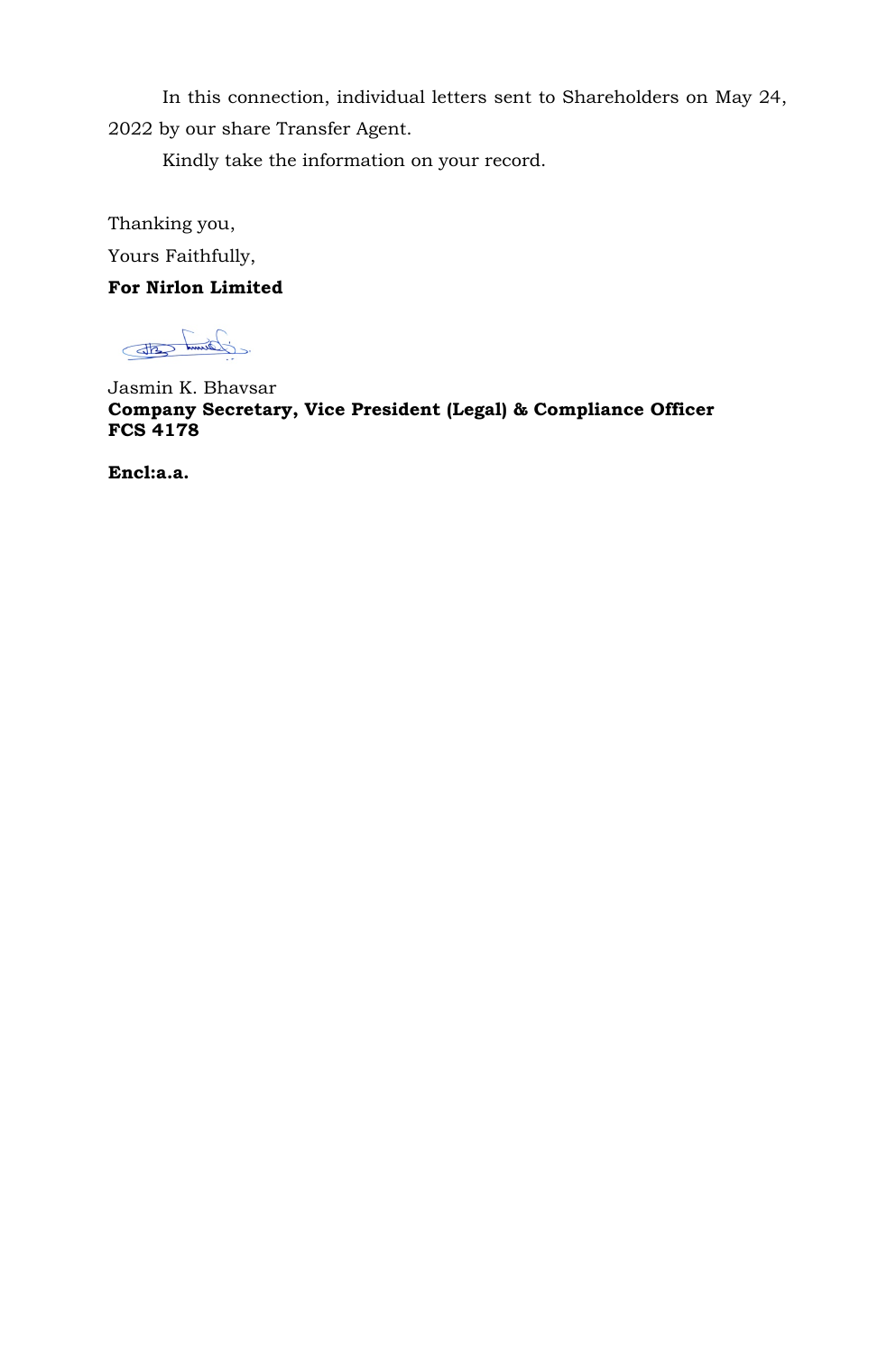In this connection, individual letters sent to Shareholders on May 24, 2022 by our share Transfer Agent.

Kindly take the information on your record.

Thanking you,

Yours Faithfully,

**For Nirlon Limited**

Jasmin K. Bhavsar
**Company Secretary, Vice President (Legal) & Compliance Officer**
**FCS 4178**

**Encl:a.a.**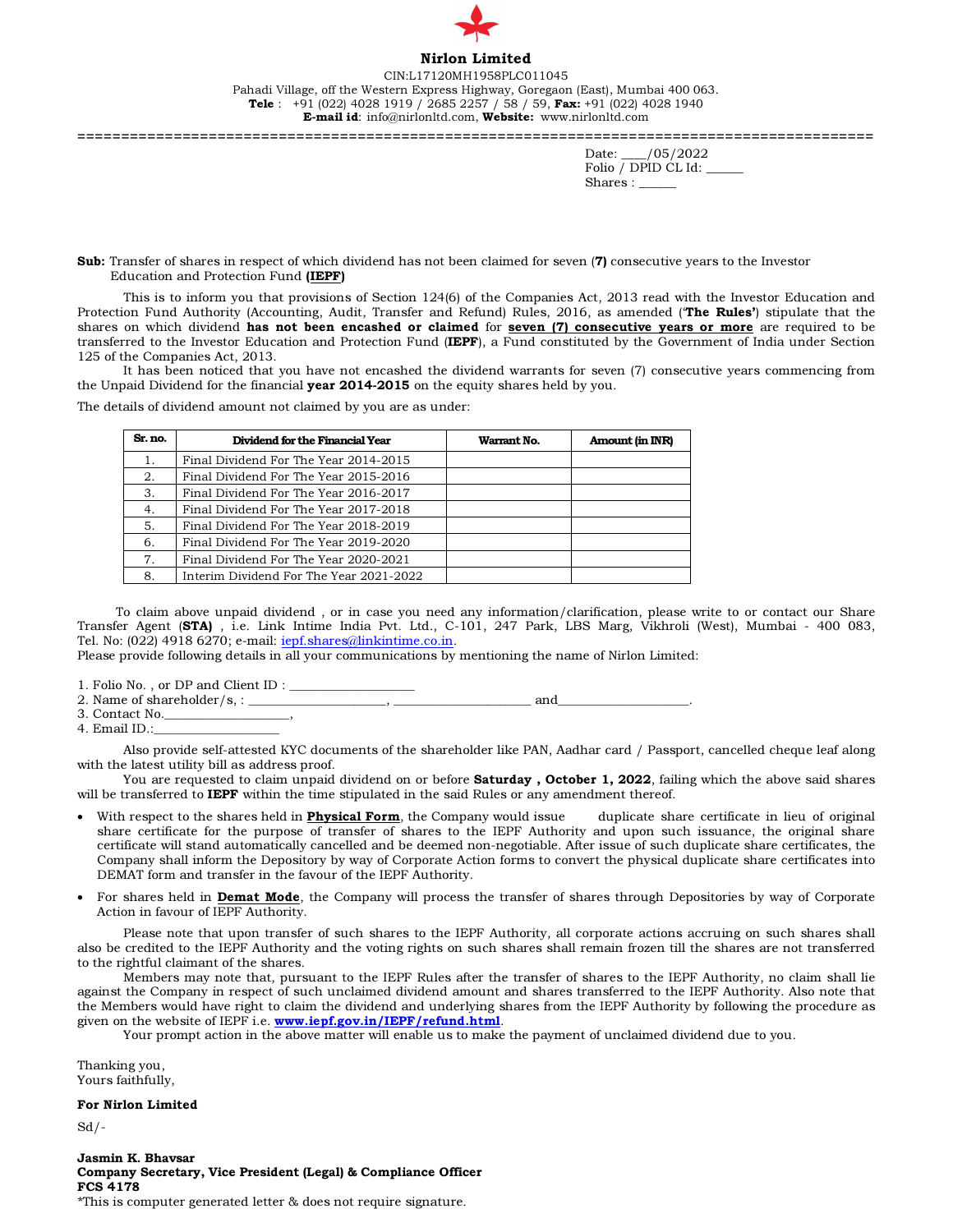**Nirlon Limited**

CIN:L17120MH1958PLC011045

Pahadi Village, off the Western Express Highway, Goregaon (East), Mumbai 400 063.

**Tele** : +91 (022) 4028 1919 / 2685 2257 / 58 / 59, **Fax:** +91 (022) 4028 1940

**E-mail id**: info@nirlonltd.com, **Website:** www.nirlonltd.com

Date: ____/05/2022
Folio / DPID CL Id: ______
Shares : ______

**Sub:** Transfer of shares in respect of which dividend has not been claimed for seven (**7**) consecutive years to the Investor Education and Protection Fund **(IEPF)**

This is to inform you that provisions of Section 124(6) of the Companies Act, 2013 read with the Investor Education and Protection Fund Authority (Accounting, Audit, Transfer and Refund) Rules, 2016, as amended (**'The Rules'**) stipulate that the shares on which dividend **has not been encashed or claimed** for **seven (7) consecutive years or more** are required to be transferred to the Investor Education and Protection Fund (**IEPF**), a Fund constituted by the Government of India under Section 125 of the Companies Act, 2013.

It has been noticed that you have not encashed the dividend warrants for seven (7) consecutive years commencing from the Unpaid Dividend for the financial **year 2014-2015** on the equity shares held by you.

The details of dividend amount not claimed by you are as under:

| Sr. no. | Dividend for the Financial Year | Warrant No. | Amount (in INR) |
|---|---|---|---|
| 1. | Final Dividend For The Year 2014-2015 | | |
| 2. | Final Dividend For The Year 2015-2016 | | |
| 3. | Final Dividend For The Year 2016-2017 | | |
| 4. | Final Dividend For The Year 2017-2018 | | |
| 5. | Final Dividend For The Year 2018-2019 | | |
| 6. | Final Dividend For The Year 2019-2020 | | |
| 7. | Final Dividend For The Year 2020-2021 | | |
| 8. | Interim Dividend For The Year 2021-2022 | | |

To claim above unpaid dividend , or in case you need any information/clarification, please write to or contact our Share Transfer Agent (**STA)** , i.e. Link Intime India Pvt. Ltd., C-101, 247 Park, LBS Marg, Vikhroli (West), Mumbai - 400 083, Tel. No: (022) 4918 6270; e-mail: iepf.shares@linkintime.co.in.

Please provide following details in all your communications by mentioning the name of Nirlon Limited:

1. Folio No. , or DP and Client ID : __________________
2. Name of shareholder/s, : ____________________, ____________________ and___________________.
3. Contact No.__________________,
4. Email ID.:__________________

Also provide self-attested KYC documents of the shareholder like PAN, Aadhar card / Passport, cancelled cheque leaf along with the latest utility bill as address proof.

You are requested to claim unpaid dividend on or before **Saturday , October 1, 2022**, failing which the above said shares will be transferred to **IEPF** within the time stipulated in the said Rules or any amendment thereof.

- With respect to the shares held in **Physical Form**, the Company would issue duplicate share certificate in lieu of original share certificate for the purpose of transfer of shares to the IEPF Authority and upon such issuance, the original share certificate will stand automatically cancelled and be deemed non-negotiable. After issue of such duplicate share certificates, the Company shall inform the Depository by way of Corporate Action forms to convert the physical duplicate share certificates into DEMAT form and transfer in the favour of the IEPF Authority.
- For shares held in **Demat Mode**, the Company will process the transfer of shares through Depositories by way of Corporate Action in favour of IEPF Authority.

Please note that upon transfer of such shares to the IEPF Authority, all corporate actions accruing on such shares shall also be credited to the IEPF Authority and the voting rights on such shares shall remain frozen till the shares are not transferred to the rightful claimant of the shares.

Members may note that, pursuant to the IEPF Rules after the transfer of shares to the IEPF Authority, no claim shall lie against the Company in respect of such unclaimed dividend amount and shares transferred to the IEPF Authority. Also note that the Members would have right to claim the dividend and underlying shares from the IEPF Authority by following the procedure as given on the website of IEPF i.e. **www.iepf.gov.in/IEPF/refund.html**.

Your prompt action in the above matter will enable us to make the payment of unclaimed dividend due to you.

Thanking you,
Yours faithfully,

**For Nirlon Limited**

Sd/-

**Jasmin K. Bhavsar**
**Company Secretary, Vice President (Legal) & Compliance Officer**
**FCS 4178**

*This is computer generated letter & does not require signature.